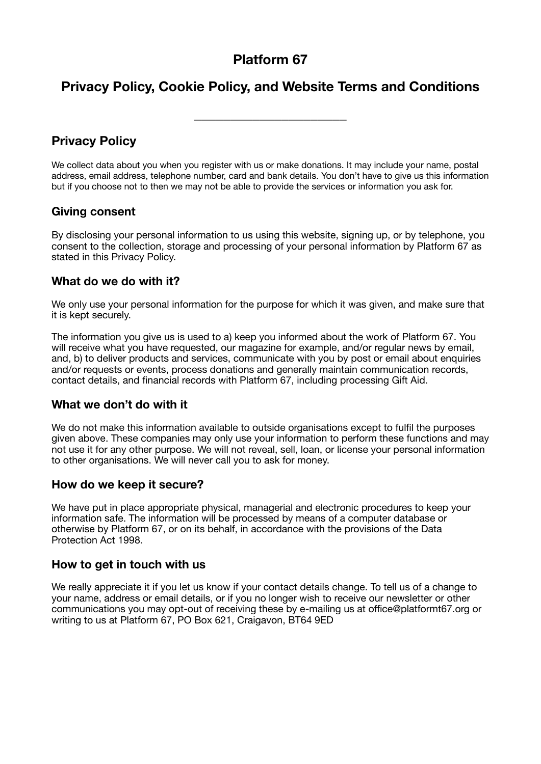# Platform 67

## Privacy Policy, Cookie Policy, and Website Terms and Conditions

\_\_\_\_\_\_\_\_\_\_\_\_\_\_\_\_\_\_\_\_\_\_\_\_\_\_\_\_\_\_

## Privacy Policy

We collect data about you when you register with us or make donations. It may include your name, postal address, email address, telephone number, card and bank details. You don't have to give us this information but if you choose not to then we may not be able to provide the services or information you ask for.

### Giving consent

By disclosing your personal information to us using this website, signing up, or by telephone, you consent to the collection, storage and processing of your personal information by Platform 67 as stated in this Privacy Policy.

### What do we do with it?

We only use your personal information for the purpose for which it was given, and make sure that it is kept securely.

The information you give us is used to a) keep you informed about the work of Platform 67. You will receive what you have requested, our magazine for example, and/or regular news by email, and, b) to deliver products and services, communicate with you by post or email about enquiries and/or requests or events, process donations and generally maintain communication records, contact details, and financial records with Platform 67, including processing Gift Aid.

### What we don't do with it

We do not make this information available to outside organisations except to fulfil the purposes given above. These companies may only use your information to perform these functions and may not use it for any other purpose. We will not reveal, sell, loan, or license your personal information to other organisations. We will never call you to ask for money.

### How do we keep it secure?

We have put in place appropriate physical, managerial and electronic procedures to keep your information safe. The information will be processed by means of a computer database or otherwise by Platform 67, or on its behalf, in accordance with the provisions of the Data Protection Act 1998.

### How to get in touch with us

We really appreciate it if you let us know if your contact details change. To tell us of a change to your name, address or email details, or if you no longer wish to receive our newsletter or other communications you may opt-out of receiving these by e-mailing us at office@platformt67.org or writing to us at Platform 67, PO Box 621, Craigavon, BT64 9ED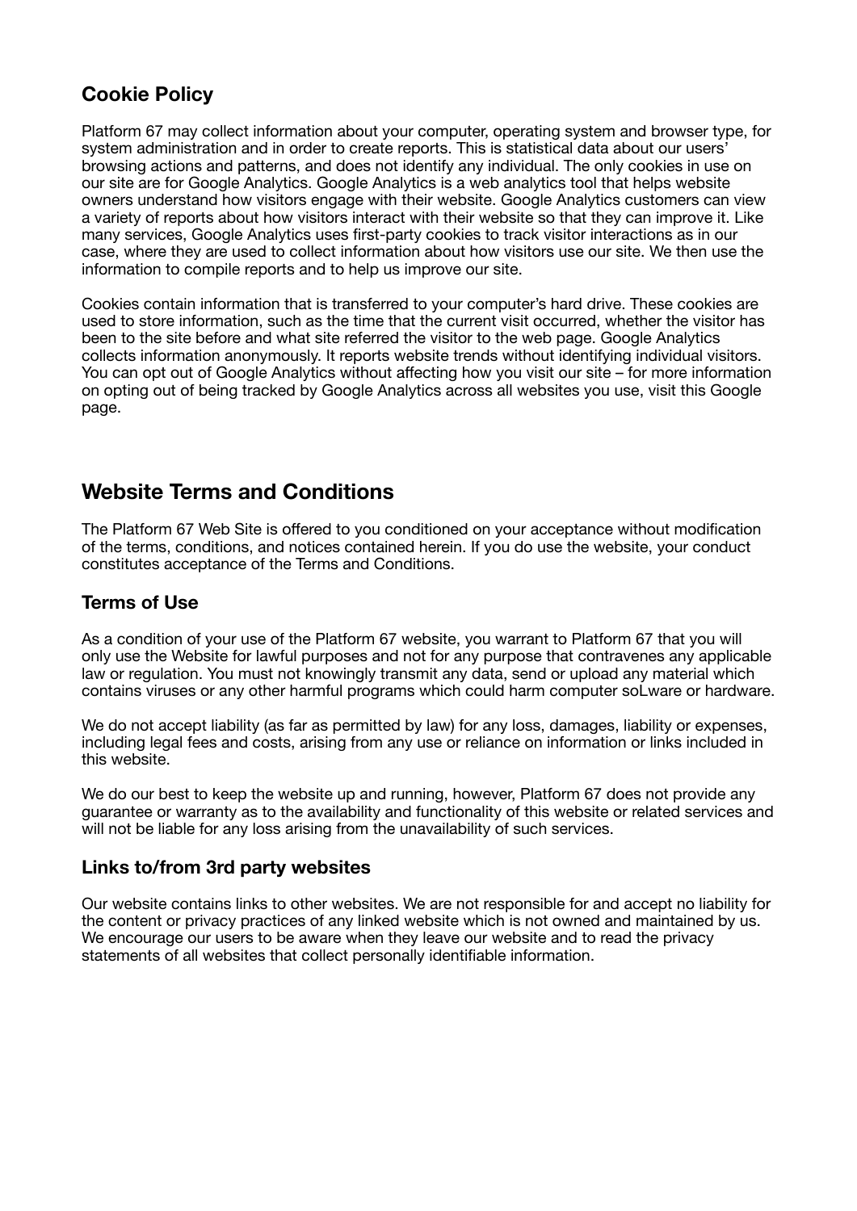## Cookie Policy

Platform 67 may collect information about your computer, operating system and browser type, for system administration and in order to create reports. This is statistical data about our users' browsing actions and patterns, and does not identify any individual. The only cookies in use on our site are for Google Analytics. Google Analytics is a web analytics tool that helps website owners understand how visitors engage with their website. Google Analytics customers can view a variety of reports about how visitors interact with their website so that they can improve it. Like many services, Google Analytics uses first-party cookies to track visitor interactions as in our case, where they are used to collect information about how visitors use our site. We then use the information to compile reports and to help us improve our site.

Cookies contain information that is transferred to your computer's hard drive. These cookies are used to store information, such as the time that the current visit occurred, whether the visitor has been to the site before and what site referred the visitor to the web page. Google Analytics collects information anonymously. It reports website trends without identifying individual visitors. You can opt out of Google Analytics without affecting how you visit our site – for more information on opting out of being tracked by Google Analytics across all websites you use, visit this Google page.

# Website Terms and Conditions

The Platform 67 Web Site is offered to you conditioned on your acceptance without modification of the terms, conditions, and notices contained herein. If you do use the website, your conduct constitutes acceptance of the Terms and Conditions.

## Terms of Use

As a condition of your use of the Platform 67 website, you warrant to Platform 67 that you will only use the Website for lawful purposes and not for any purpose that contravenes any applicable law or regulation. You must not knowingly transmit any data, send or upload any material which contains viruses or any other harmful programs which could harm computer soLware or hardware.

We do not accept liability (as far as permitted by law) for any loss, damages, liability or expenses, including legal fees and costs, arising from any use or reliance on information or links included in this website.

We do our best to keep the website up and running, however, Platform 67 does not provide any guarantee or warranty as to the availability and functionality of this website or related services and will not be liable for any loss arising from the unavailability of such services.

## Links to/from 3rd party websites

Our website contains links to other websites. We are not responsible for and accept no liability for the content or privacy practices of any linked website which is not owned and maintained by us. We encourage our users to be aware when they leave our website and to read the privacy statements of all websites that collect personally identifiable information.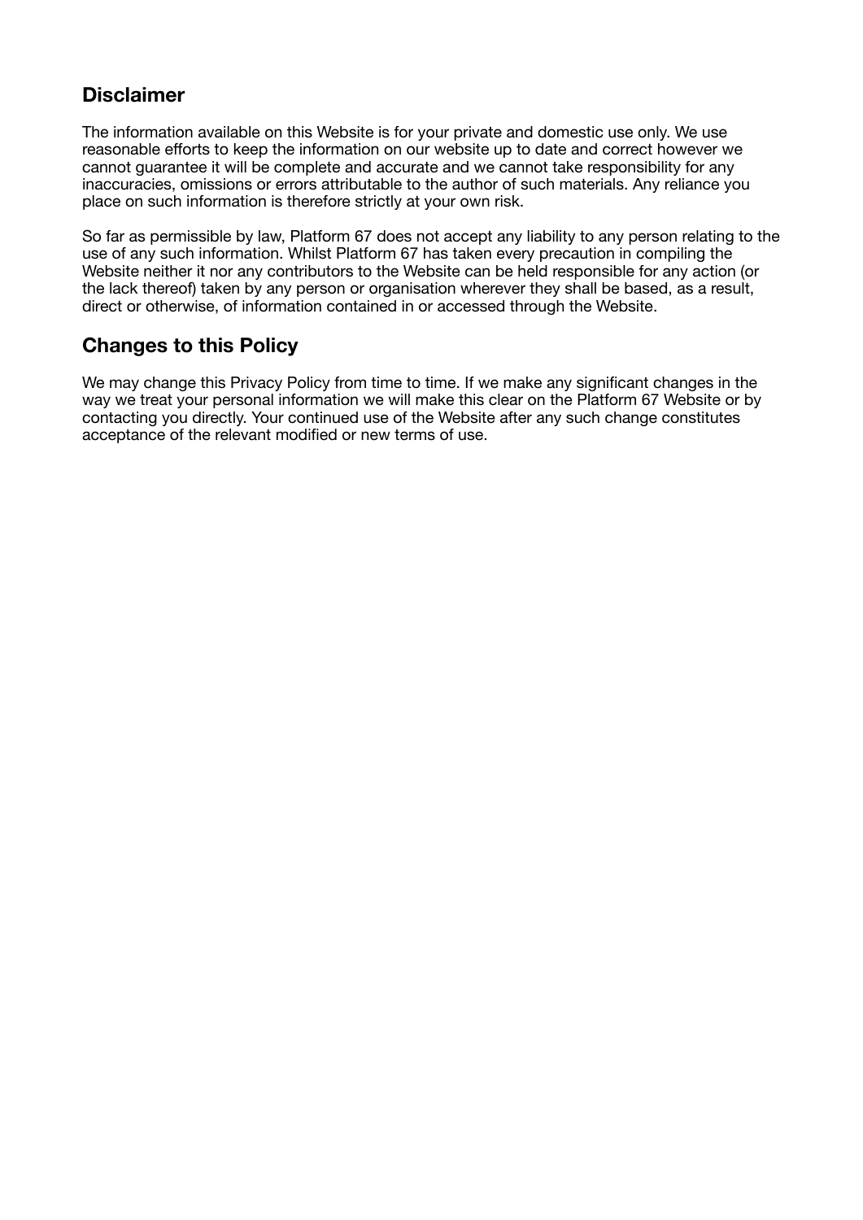## Disclaimer

The information available on this Website is for your private and domestic use only. We use reasonable efforts to keep the information on our website up to date and correct however we cannot guarantee it will be complete and accurate and we cannot take responsibility for any inaccuracies, omissions or errors attributable to the author of such materials. Any reliance you place on such information is therefore strictly at your own risk.

So far as permissible by law, Platform 67 does not accept any liability to any person relating to the use of any such information. Whilst Platform 67 has taken every precaution in compiling the Website neither it nor any contributors to the Website can be held responsible for any action (or the lack thereof) taken by any person or organisation wherever they shall be based, as a result, direct or otherwise, of information contained in or accessed through the Website.

## Changes to this Policy

We may change this Privacy Policy from time to time. If we make any significant changes in the way we treat your personal information we will make this clear on the Platform 67 Website or by contacting you directly. Your continued use of the Website after any such change constitutes acceptance of the relevant modified or new terms of use.